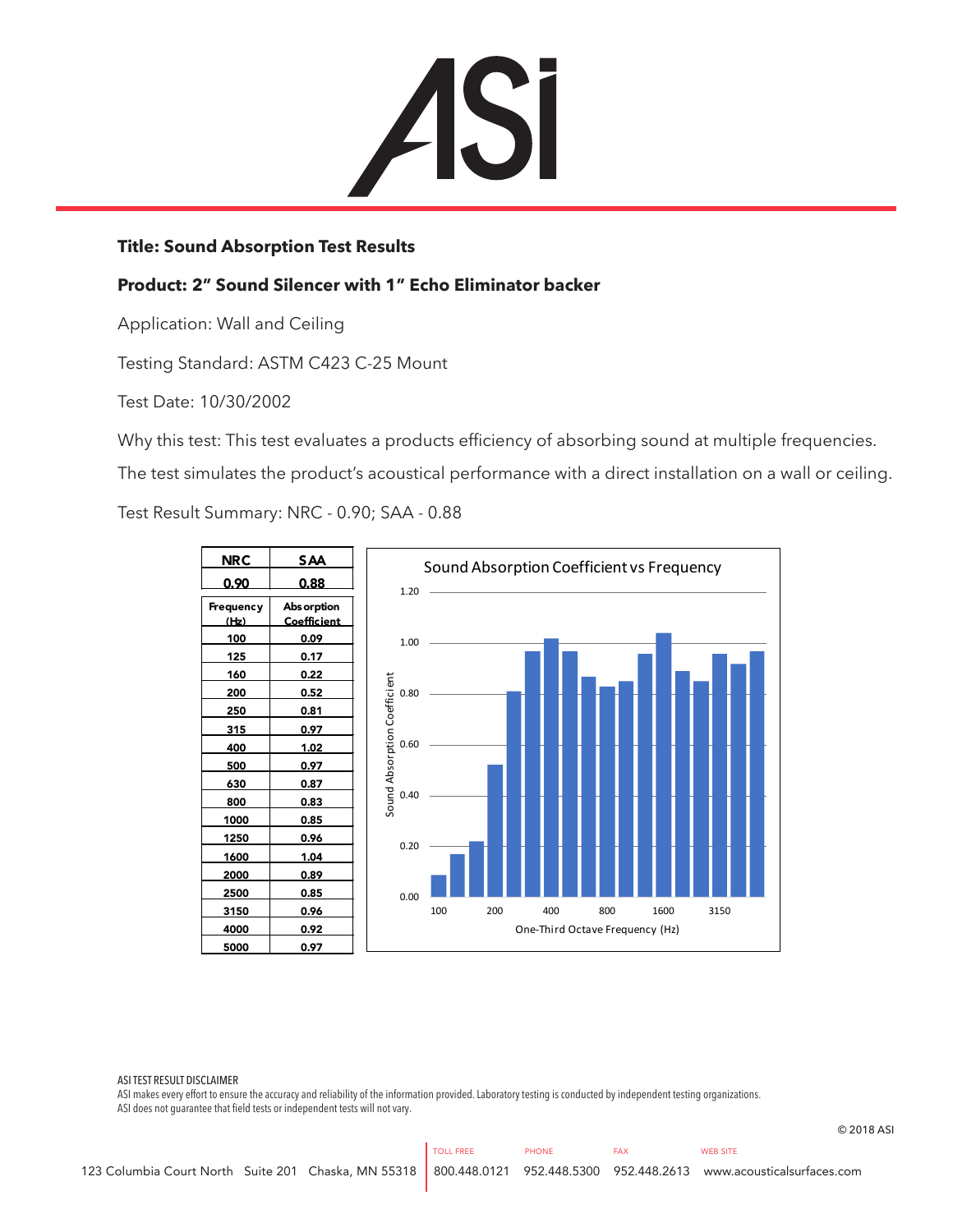# ASi

**Title: Sound Absorption Test Results**

**Product: 2" Sound Silencer with 1" Echo Eliminator backer**

Application: Wall and Ceiling

Testing Standard: ASTM C423 C-25 Mount

Test Date: 10/30/2002

Why this test: This test evaluates a products efficiency of absorbing sound at multiple frequencies. The test simulates the product's acoustical performance with a direct installation on a wall or ceiling.

Test Result Summary: NRC - 0.90; SAA - 0.88

| NRC | SAA |
|---|---|
| 0.90 | 0.88 |

| Frequency (Hz) | Absorption Coefficient |
|---|---|
| 100 | 0.09 |
| 125 | 0.17 |
| 160 | 0.22 |
| 200 | 0.52 |
| 250 | 0.81 |
| 315 | 0.97 |
| 400 | 1.02 |
| 500 | 0.97 |
| 630 | 0.87 |
| 800 | 0.83 |
| 1000 | 0.85 |
| 1250 | 0.96 |
| 1600 | 1.04 |
| 2000 | 0.89 |
| 2500 | 0.85 |
| 3150 | 0.96 |
| 4000 | 0.92 |
| 5000 | 0.97 |

Sound Absorption Coefficient vs Frequency

ASI TEST RESULT DISCLAIMER
ASI makes every effort to ensure the accuracy and reliability of the information provided. Laboratory testing is conducted by independent testing organizations. ASI does not guarantee that field tests or independent tests will not vary.

© 2018 ASI

123 Columbia Court North Suite 201 Chaska, MN 55318 | TOLL FREE 800.448.0121 | PHONE 952.448.5300 | FAX 952.448.2613 | WEB SITE www.acousticalsurfaces.com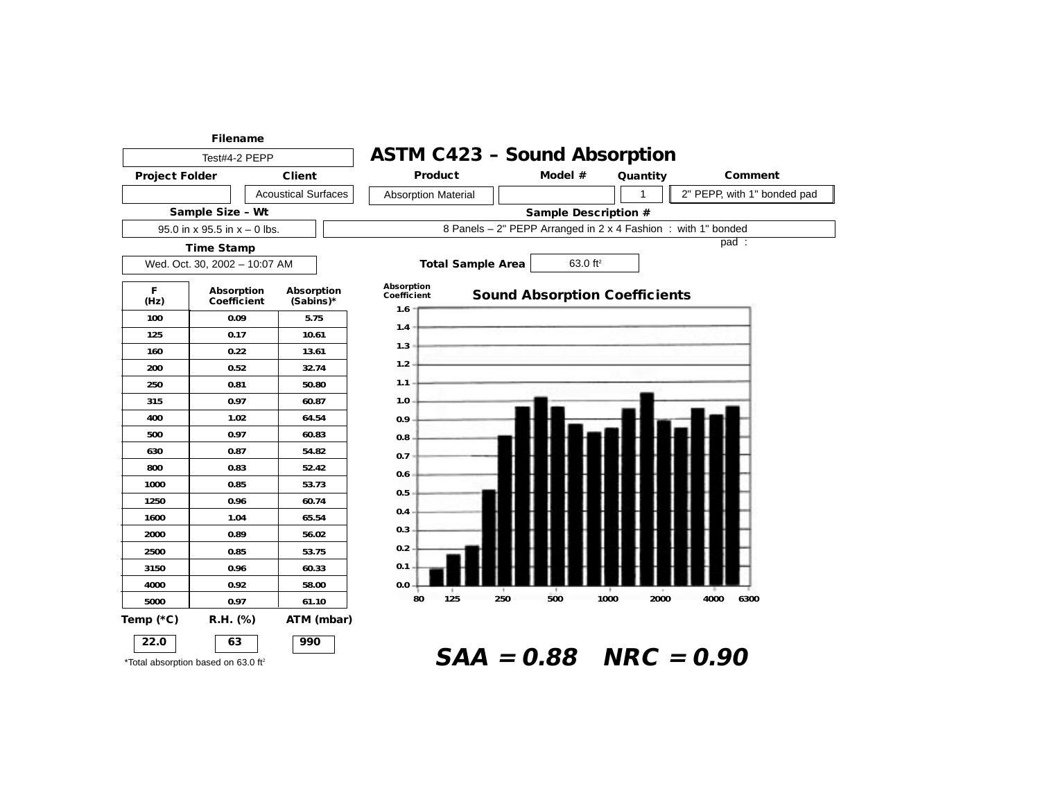**Filename**

Test#4-2 PEPP

# ASTM C423 – Sound Absorption

| Project Folder | Client | Product | Model # | Quantity | Comment |
|---|---|---|---|---|---|
| | Acoustical Surfaces | Absorption Material | | 1 | 2" PEPP, with 1" bonded pad |

**Sample Size – Wt**

95.0 in x 95.5 in x – 0 lbs.

**Sample Description #**

8 Panels – 2" PEPP Arranged in 2 x 4 Fashion : with 1" bonded pad :

**Time Stamp**

Wed. Oct. 30, 2002 – 10:07 AM

**Total Sample Area** 63.0 ft²

| F (Hz) | Absorption Coefficient | Absorption (Sabins)* |
|---|---|---|
| 100 | 0.09 | 5.75 |
| 125 | 0.17 | 10.61 |
| 160 | 0.22 | 13.61 |
| 200 | 0.52 | 32.74 |
| 250 | 0.81 | 50.80 |
| 315 | 0.97 | 60.87 |
| 400 | 1.02 | 64.54 |
| 500 | 0.97 | 60.83 |
| 630 | 0.87 | 54.82 |
| 800 | 0.83 | 52.42 |
| 1000 | 0.85 | 53.73 |
| 1250 | 0.96 | 60.74 |
| 1600 | 1.04 | 65.54 |
| 2000 | 0.89 | 56.02 |
| 2500 | 0.85 | 53.75 |
| 3150 | 0.96 | 60.33 |
| 4000 | 0.92 | 58.00 |
| 5000 | 0.97 | 61.10 |

| Temp (*C) | R.H. (%) | ATM (mbar) |
|---|---|---|
| 22.0 | 63 | 990 |

*Total absorption based on 63.0 ft²

**Sound Absorption Coefficients**

Absorption Coefficient

1.6
1.4
1.3
1.2
1.1
1.0
0.9
0.8
0.7
0.6
0.5
0.4
0.3
0.2
0.1
0.0

80 125 250 500 1000 2000 4000 6300

***SAA = 0.88 NRC = 0.90***